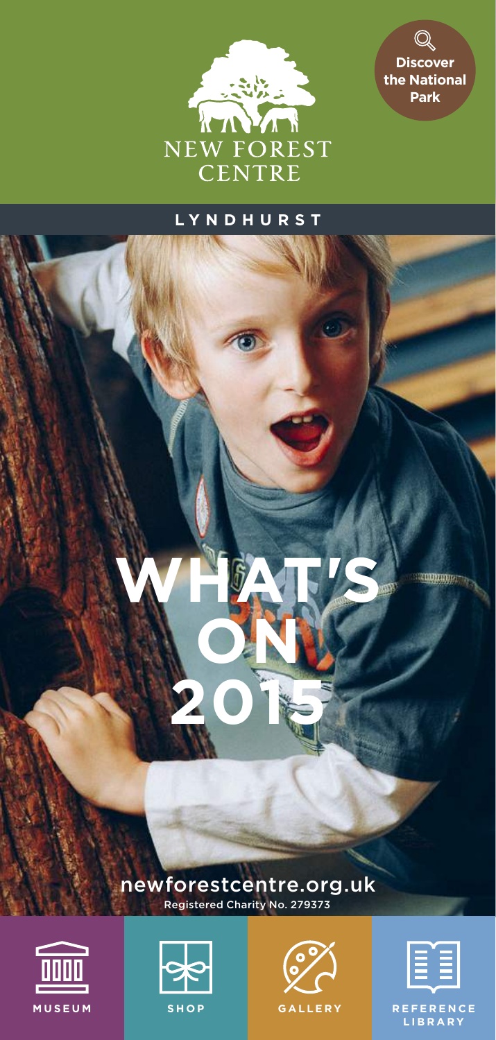NEW FOREST CENTRE

Discover the National Park

**LYNDHURST**

# WHAT'S ON 2015

newforestcentre.org.uk

Registered Charity No. 279373

MUSEUM

SHOP

GALLERY

REFERENCE LIBRARY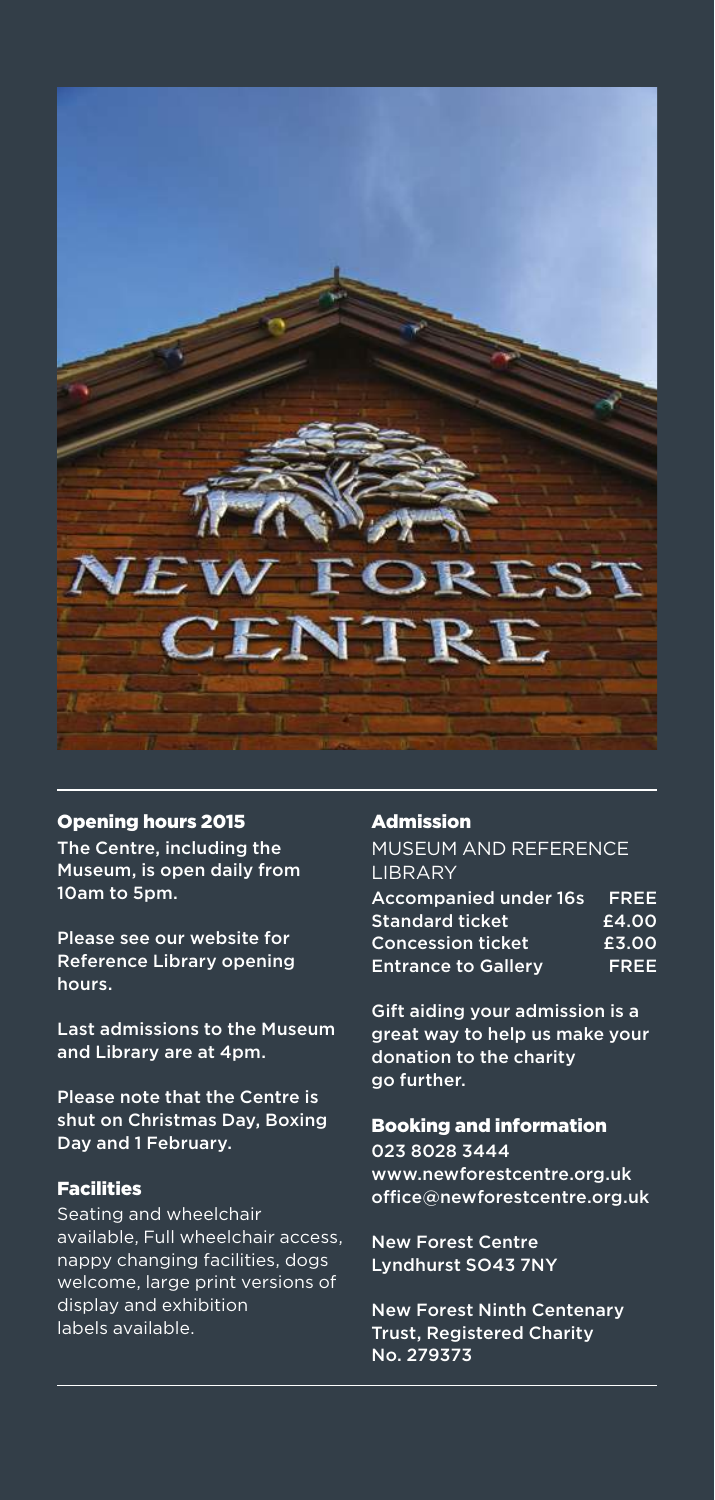## Opening hours 2015

The Centre, including the Museum, is open daily from 10am to 5pm.

Please see our website for Reference Library opening hours.

Last admissions to the Museum and Library are at 4pm.

Please note that the Centre is shut on Christmas Day, Boxing Day and 1 February.

## Facilities

Seating and wheelchair available, Full wheelchair access, nappy changing facilities, dogs welcome, large print versions of display and exhibition labels available.

## Admission

MUSEUM AND REFERENCE LIBRARY

| | |
|---|---|
| Accompanied under 16s | FREE |
| Standard ticket | £4.00 |
| Concession ticket | £3.00 |
| Entrance to Gallery | FREE |

Gift aiding your admission is a great way to help us make your donation to the charity go further.

## Booking and information

023 8028 3444
www.newforestcentre.org.uk
office@newforestcentre.org.uk

New Forest Centre
Lyndhurst SO43 7NY

New Forest Ninth Centenary Trust, Registered Charity No. 279373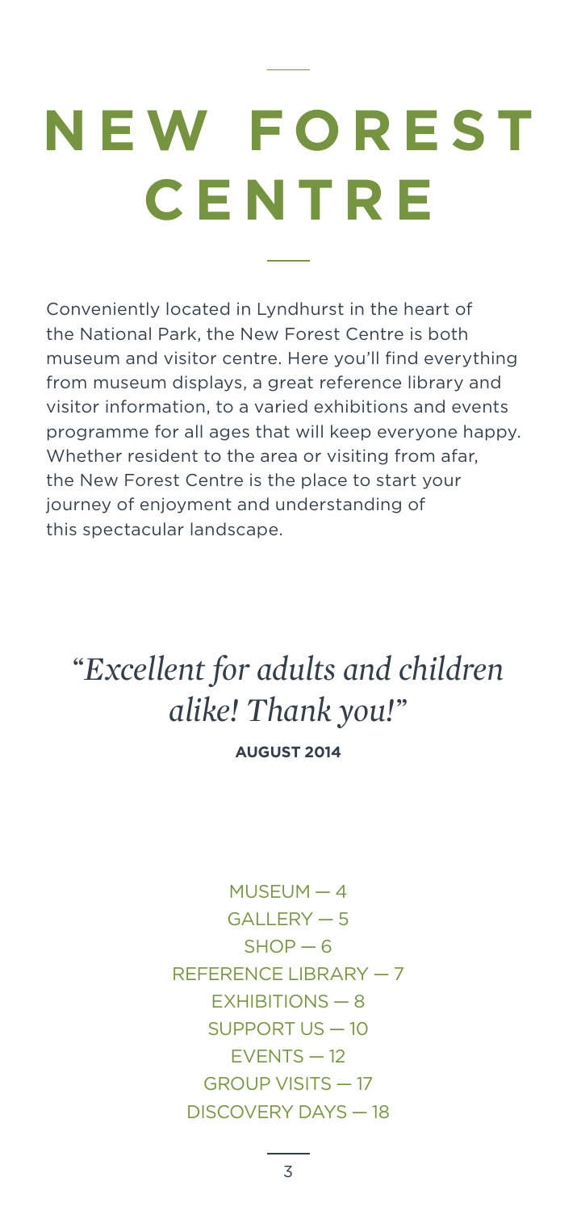# NEW FOREST CENTRE

Conveniently located in Lyndhurst in the heart of the National Park, the New Forest Centre is both museum and visitor centre. Here you'll find everything from museum displays, a great reference library and visitor information, to a varied exhibitions and events programme for all ages that will keep everyone happy. Whether resident to the area or visiting from afar, the New Forest Centre is the place to start your journey of enjoyment and understanding of this spectacular landscape.

*"Excellent for adults and children alike! Thank you!"*

**AUGUST 2014**

MUSEUM — 4
GALLERY — 5
SHOP — 6
REFERENCE LIBRARY — 7
EXHIBITIONS — 8
SUPPORT US — 10
EVENTS — 12
GROUP VISITS — 17
DISCOVERY DAYS — 18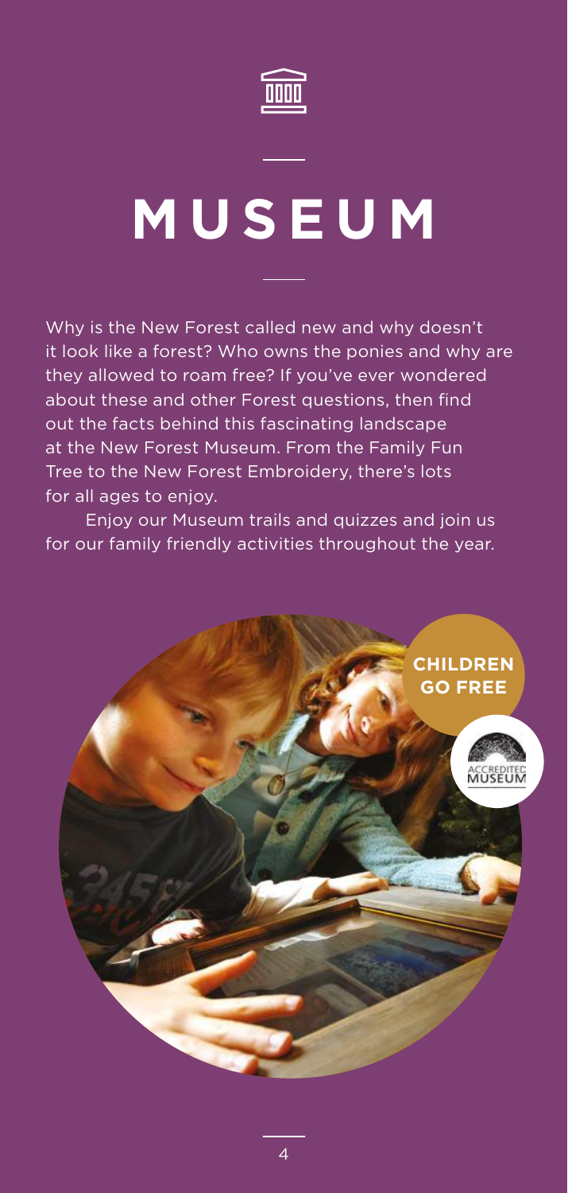# MUSEUM

Why is the New Forest called new and why doesn't it look like a forest? Who owns the ponies and why are they allowed to roam free? If you've ever wondered about these and other Forest questions, then find out the facts behind this fascinating landscape at the New Forest Museum. From the Family Fun Tree to the New Forest Embroidery, there's lots for all ages to enjoy.

Enjoy our Museum trails and quizzes and join us for our family friendly activities throughout the year.

**CHILDREN GO FREE**

ACCREDITED MUSEUM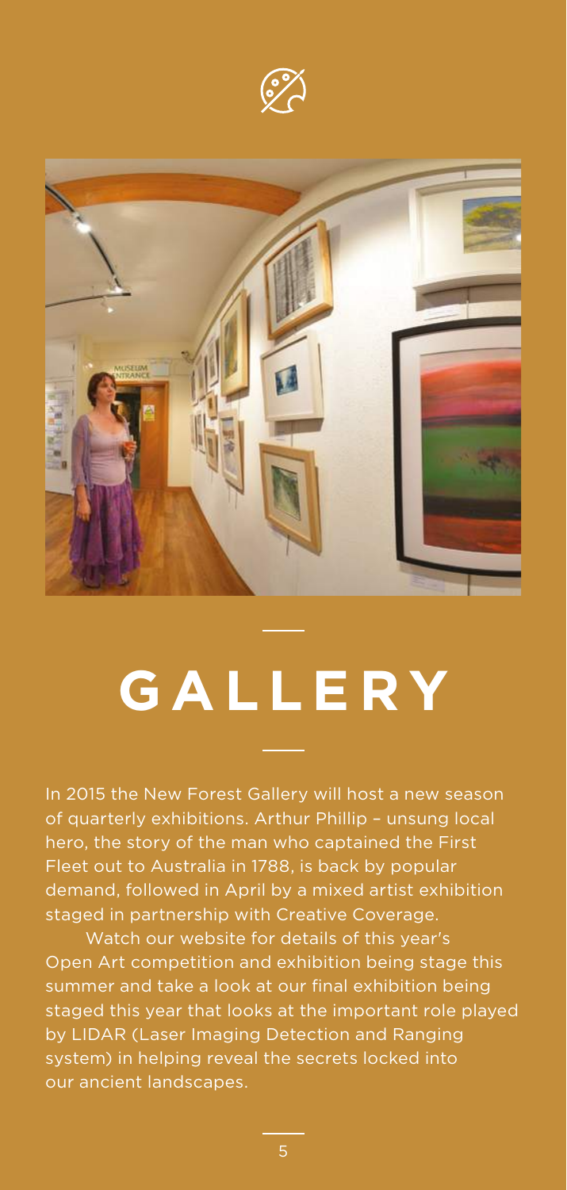# GALLERY

In 2015 the New Forest Gallery will host a new season of quarterly exhibitions. Arthur Phillip – unsung local hero, the story of the man who captained the First Fleet out to Australia in 1788, is back by popular demand, followed in April by a mixed artist exhibition staged in partnership with Creative Coverage.

Watch our website for details of this year's Open Art competition and exhibition being stage this summer and take a look at our final exhibition being staged this year that looks at the important role played by LIDAR (Laser Imaging Detection and Ranging system) in helping reveal the secrets locked into our ancient landscapes.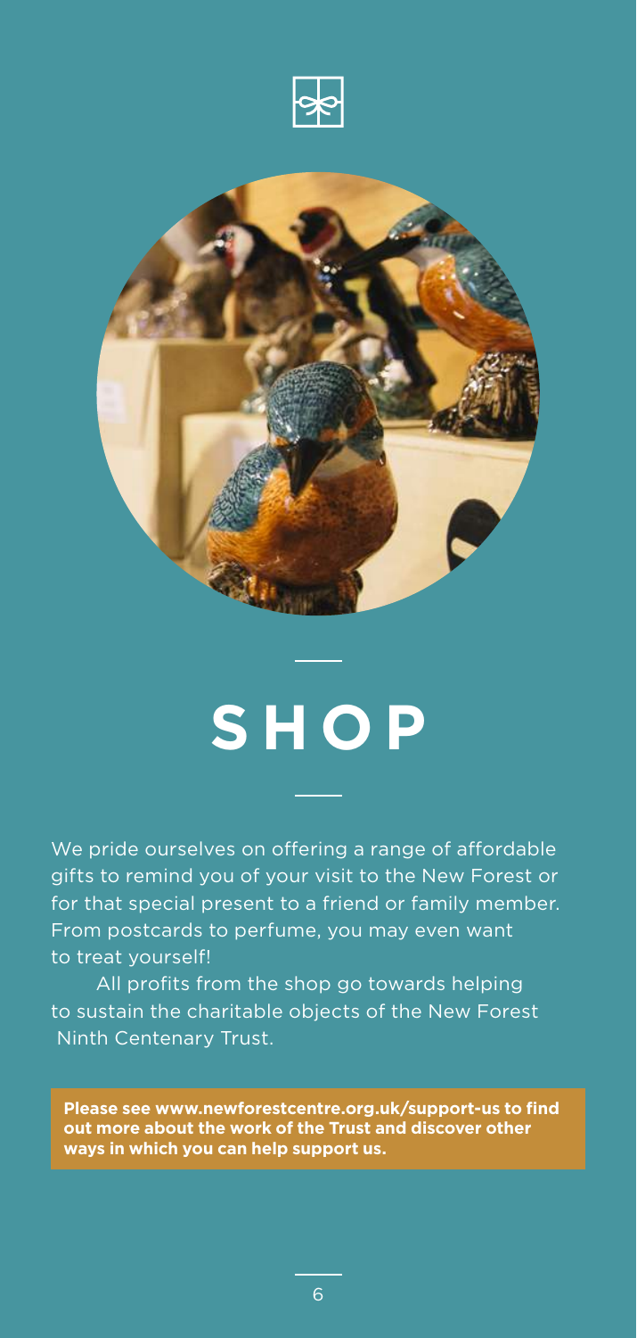# SHOP

We pride ourselves on offering a range of affordable gifts to remind you of your visit to the New Forest or for that special present to a friend or family member. From postcards to perfume, you may even want to treat yourself!

All profits from the shop go towards helping to sustain the charitable objects of the New Forest Ninth Centenary Trust.

**Please see www.newforestcentre.org.uk/support-us to find out more about the work of the Trust and discover other ways in which you can help support us.**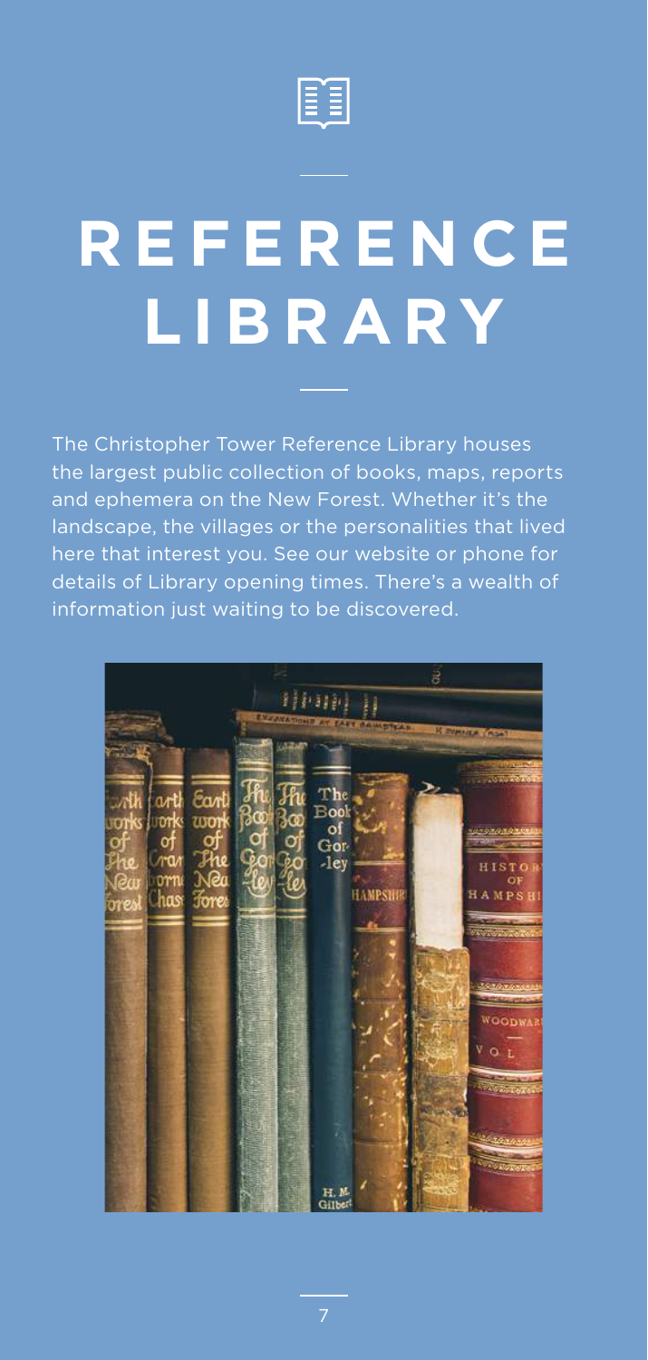# REFERENCE LIBRARY

The Christopher Tower Reference Library houses the largest public collection of books, maps, reports and ephemera on the New Forest. Whether it's the landscape, the villages or the personalities that lived here that interest you. See our website or phone for details of Library opening times. There's a wealth of information just waiting to be discovered.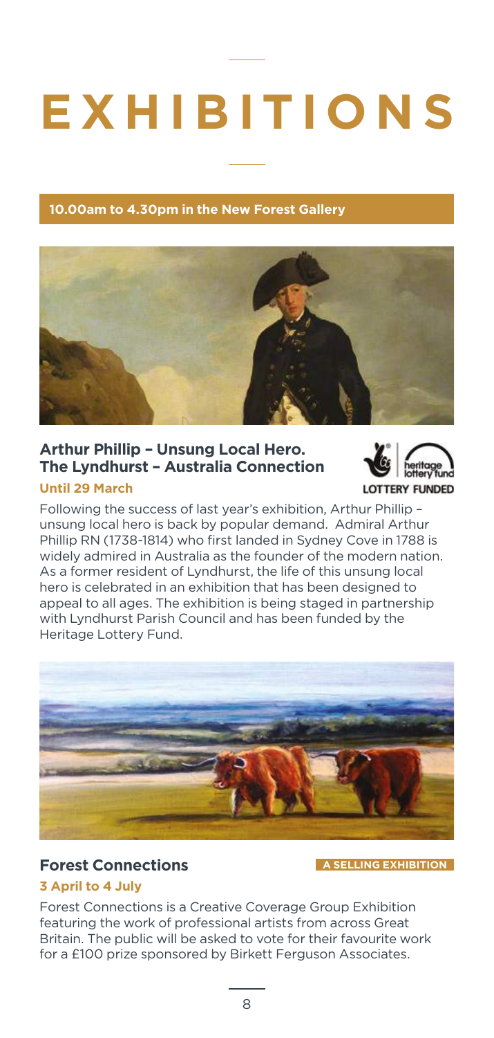# EXHIBITIONS

**10.00am to 4.30pm in the New Forest Gallery**

## Arthur Phillip – Unsung Local Hero. The Lyndhurst – Australia Connection

**Until 29 March**

heritage lottery fund LOTTERY FUNDED

Following the success of last year's exhibition, Arthur Phillip – unsung local hero is back by popular demand. Admiral Arthur Phillip RN (1738-1814) who first landed in Sydney Cove in 1788 is widely admired in Australia as the founder of the modern nation. As a former resident of Lyndhurst, the life of this unsung local hero is celebrated in an exhibition that has been designed to appeal to all ages. The exhibition is being staged in partnership with Lyndhurst Parish Council and has been funded by the Heritage Lottery Fund.

## Forest Connections

**A SELLING EXHIBITION**

**3 April to 4 July**

Forest Connections is a Creative Coverage Group Exhibition featuring the work of professional artists from across Great Britain. The public will be asked to vote for their favourite work for a £100 prize sponsored by Birkett Ferguson Associates.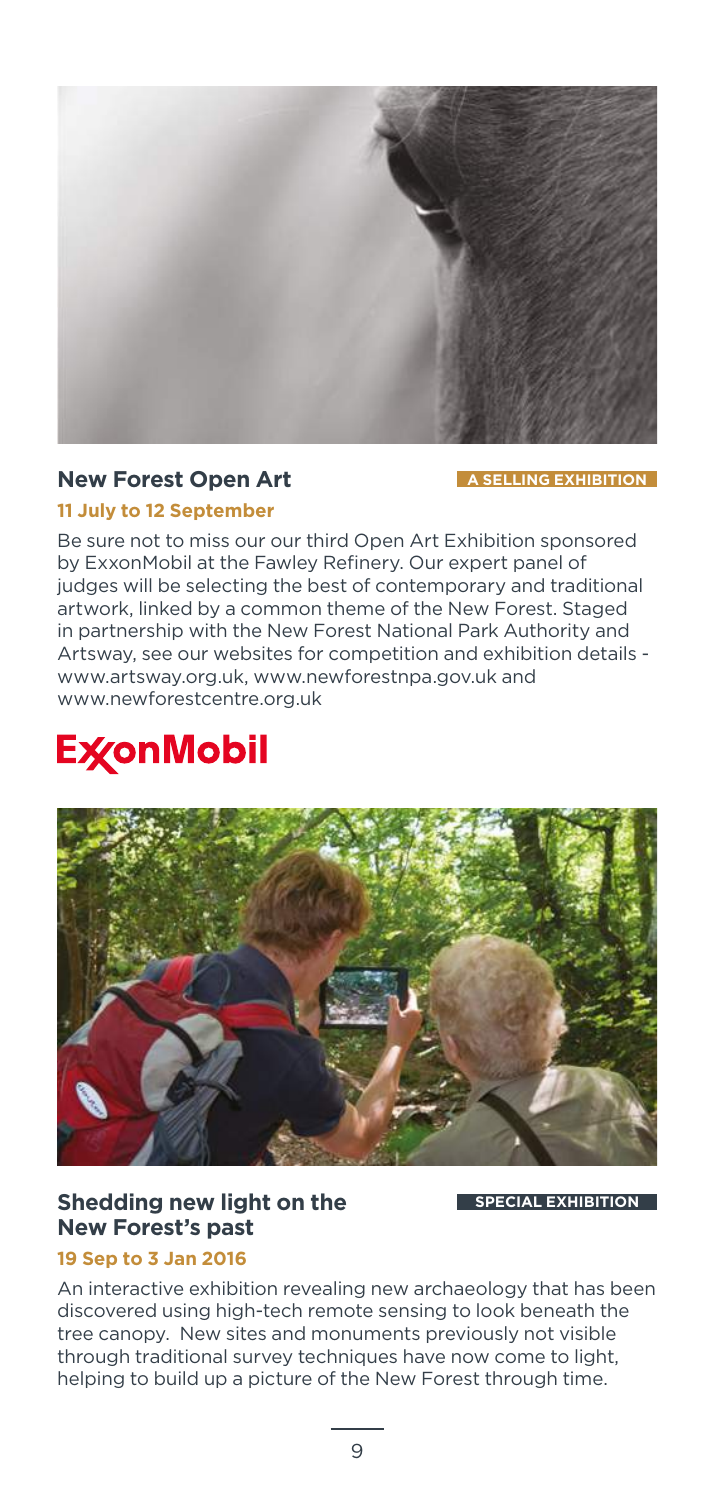## New Forest Open Art

**A SELLING EXHIBITION**

**11 July to 12 September**

Be sure not to miss our our third Open Art Exhibition sponsored by ExxonMobil at the Fawley Refinery. Our expert panel of judges will be selecting the best of contemporary and traditional artwork, linked by a common theme of the New Forest. Staged in partnership with the New Forest National Park Authority and Artsway, see our websites for competition and exhibition details - www.artsway.org.uk, www.newforestnpa.gov.uk and www.newforestcentre.org.uk

ExxonMobil

## Shedding new light on the New Forest's past

**SPECIAL EXHIBITION**

**19 Sep to 3 Jan 2016**

An interactive exhibition revealing new archaeology that has been discovered using high-tech remote sensing to look beneath the tree canopy. New sites and monuments previously not visible through traditional survey techniques have now come to light, helping to build up a picture of the New Forest through time.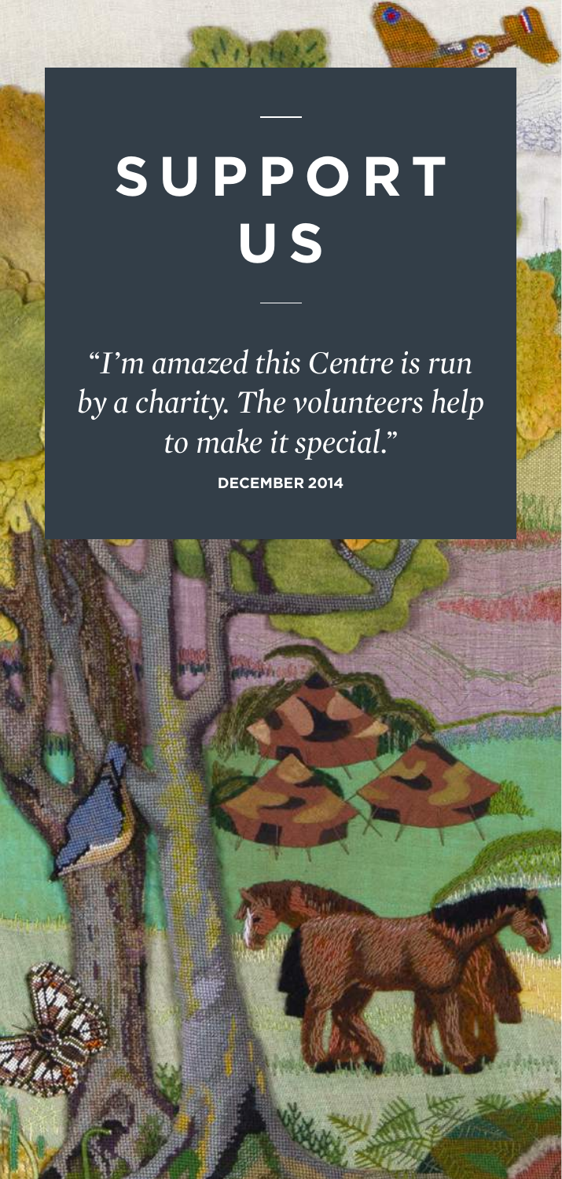# SUPPORT US

*"I'm amazed this Centre is run by a charity. The volunteers help to make it special."*

**DECEMBER 2014**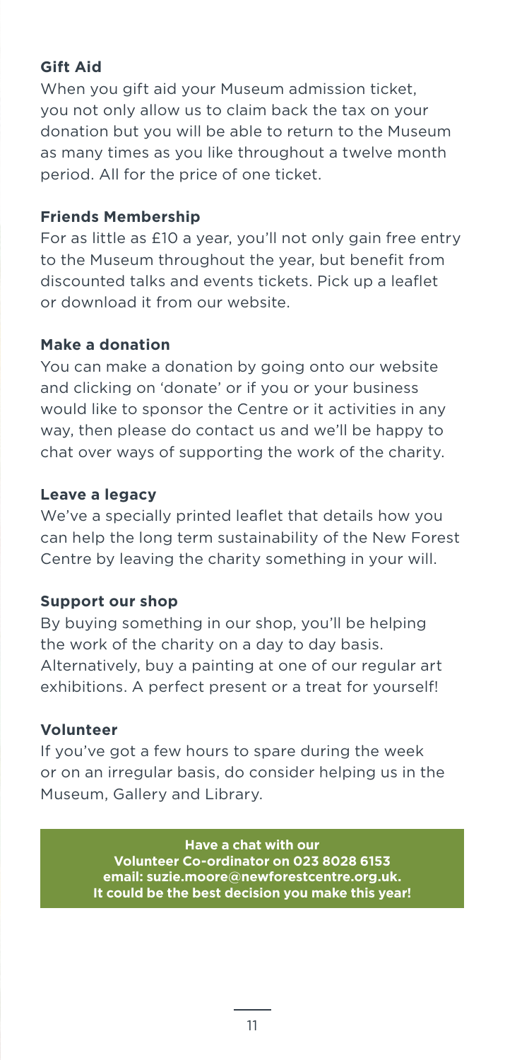### Gift Aid

When you gift aid your Museum admission ticket, you not only allow us to claim back the tax on your donation but you will be able to return to the Museum as many times as you like throughout a twelve month period. All for the price of one ticket.

### Friends Membership

For as little as £10 a year, you'll not only gain free entry to the Museum throughout the year, but benefit from discounted talks and events tickets. Pick up a leaflet or download it from our website.

### Make a donation

You can make a donation by going onto our website and clicking on 'donate' or if you or your business would like to sponsor the Centre or it activities in any way, then please do contact us and we'll be happy to chat over ways of supporting the work of the charity.

### Leave a legacy

We've a specially printed leaflet that details how you can help the long term sustainability of the New Forest Centre by leaving the charity something in your will.

### Support our shop

By buying something in our shop, you'll be helping the work of the charity on a day to day basis. Alternatively, buy a painting at one of our regular art exhibitions. A perfect present or a treat for yourself!

### Volunteer

If you've got a few hours to spare during the week or on an irregular basis, do consider helping us in the Museum, Gallery and Library.

**Have a chat with our Volunteer Co-ordinator on 023 8028 6153 email: suzie.moore@newforestcentre.org.uk. It could be the best decision you make this year!**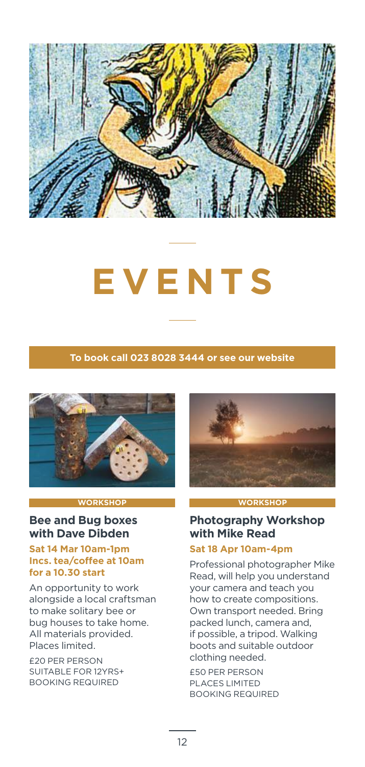# EVENTS

**To book call 023 8028 3444 or see our website**

WORKSHOP

## Bee and Bug boxes with Dave Dibden

**Sat 14 Mar 10am-1pm**
**Incs. tea/coffee at 10am for a 10.30 start**

An opportunity to work alongside a local craftsman to make solitary bee or bug houses to take home. All materials provided. Places limited.

£20 PER PERSON
SUITABLE FOR 12YRS+
BOOKING REQUIRED

WORKSHOP

## Photography Workshop with Mike Read

**Sat 18 Apr 10am-4pm**

Professional photographer Mike Read, will help you understand your camera and teach you how to create compositions. Own transport needed. Bring packed lunch, camera and, if possible, a tripod. Walking boots and suitable outdoor clothing needed.

£50 PER PERSON
PLACES LIMITED
BOOKING REQUIRED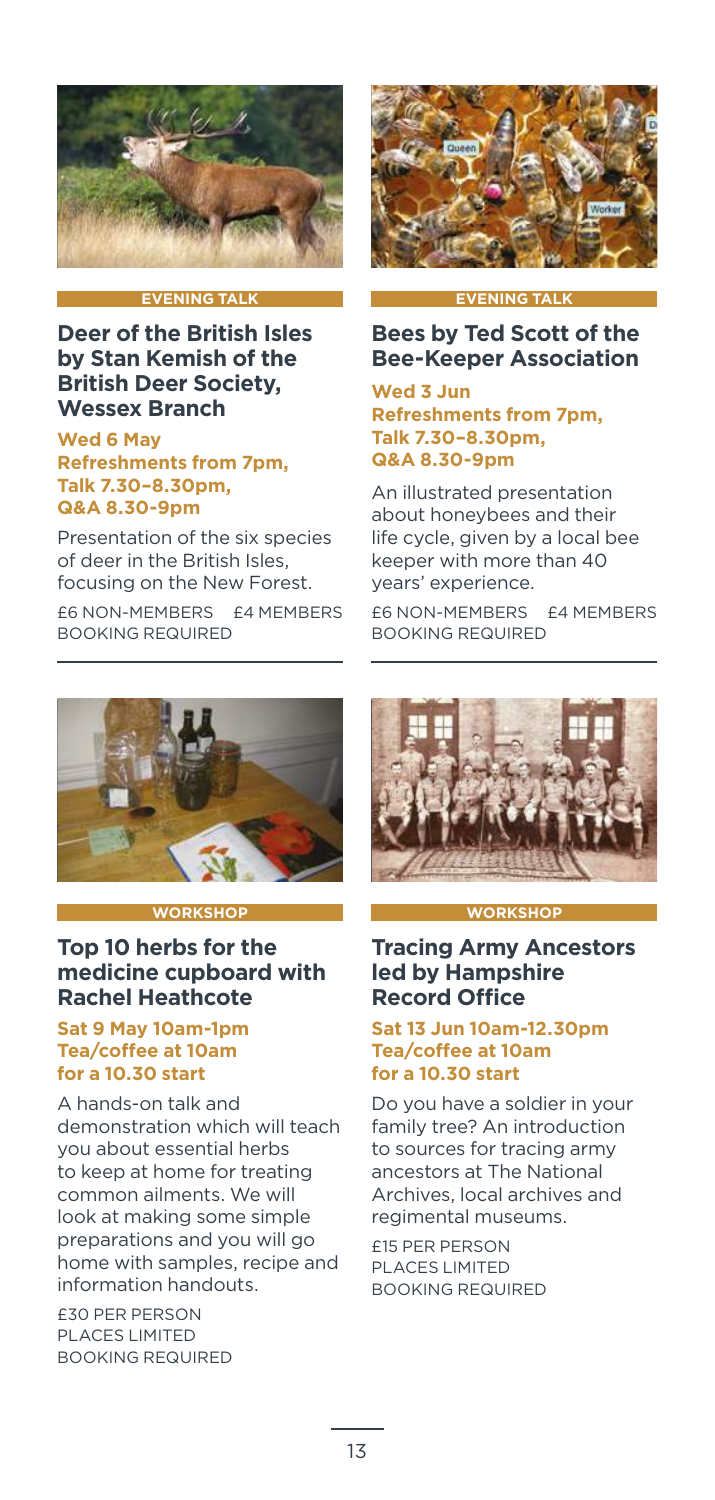EVENING TALK

## Deer of the British Isles by Stan Kemish of the British Deer Society, Wessex Branch

**Wed 6 May**
**Refreshments from 7pm,**
**Talk 7.30–8.30pm,**
**Q&A 8.30-9pm**

Presentation of the six species of deer in the British Isles, focusing on the New Forest.

£6 NON-MEMBERS £4 MEMBERS
BOOKING REQUIRED

EVENING TALK

## Bees by Ted Scott of the Bee-Keeper Association

**Wed 3 Jun**
**Refreshments from 7pm,**
**Talk 7.30–8.30pm,**
**Q&A 8.30-9pm**

An illustrated presentation about honeybees and their life cycle, given by a local bee keeper with more than 40 years' experience.

£6 NON-MEMBERS £4 MEMBERS
BOOKING REQUIRED

WORKSHOP

## Top 10 herbs for the medicine cupboard with Rachel Heathcote

**Sat 9 May 10am-1pm**
**Tea/coffee at 10am for a 10.30 start**

A hands-on talk and demonstration which will teach you about essential herbs to keep at home for treating common ailments. We will look at making some simple preparations and you will go home with samples, recipe and information handouts.

£30 PER PERSON
PLACES LIMITED
BOOKING REQUIRED

WORKSHOP

## Tracing Army Ancestors led by Hampshire Record Office

**Sat 13 Jun 10am-12.30pm**
**Tea/coffee at 10am for a 10.30 start**

Do you have a soldier in your family tree? An introduction to sources for tracing army ancestors at The National Archives, local archives and regimental museums.

£15 PER PERSON
PLACES LIMITED
BOOKING REQUIRED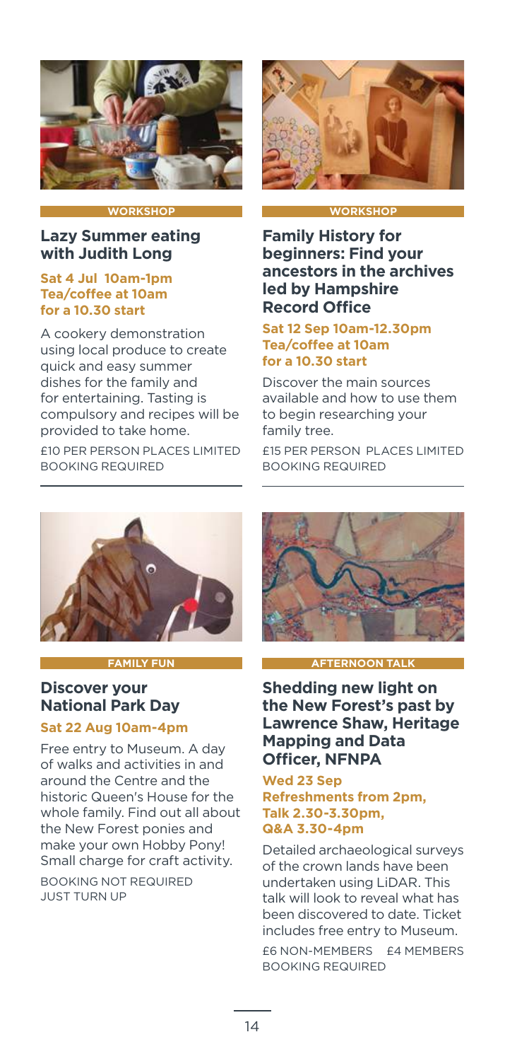WORKSHOP

## Lazy Summer eating with Judith Long

**Sat 4 Jul 10am-1pm**
**Tea/coffee at 10am for a 10.30 start**

A cookery demonstration using local produce to create quick and easy summer dishes for the family and for entertaining. Tasting is compulsory and recipes will be provided to take home.

£10 PER PERSON PLACES LIMITED
BOOKING REQUIRED

WORKSHOP

## Family History for beginners: Find your ancestors in the archives led by Hampshire Record Office

**Sat 12 Sep 10am-12.30pm**
**Tea/coffee at 10am for a 10.30 start**

Discover the main sources available and how to use them to begin researching your family tree.

£15 PER PERSON PLACES LIMITED
BOOKING REQUIRED

FAMILY FUN

## Discover your National Park Day

**Sat 22 Aug 10am-4pm**

Free entry to Museum. A day of walks and activities in and around the Centre and the historic Queen's House for the whole family. Find out all about the New Forest ponies and make your own Hobby Pony! Small charge for craft activity.

BOOKING NOT REQUIRED
JUST TURN UP

AFTERNOON TALK

## Shedding new light on the New Forest's past by Lawrence Shaw, Heritage Mapping and Data Officer, NFNPA

**Wed 23 Sep**
**Refreshments from 2pm, Talk 2.30-3.30pm, Q&A 3.30-4pm**

Detailed archaeological surveys of the crown lands have been undertaken using LiDAR. This talk will look to reveal what has been discovered to date. Ticket includes free entry to Museum.

£6 NON-MEMBERS £4 MEMBERS
BOOKING REQUIRED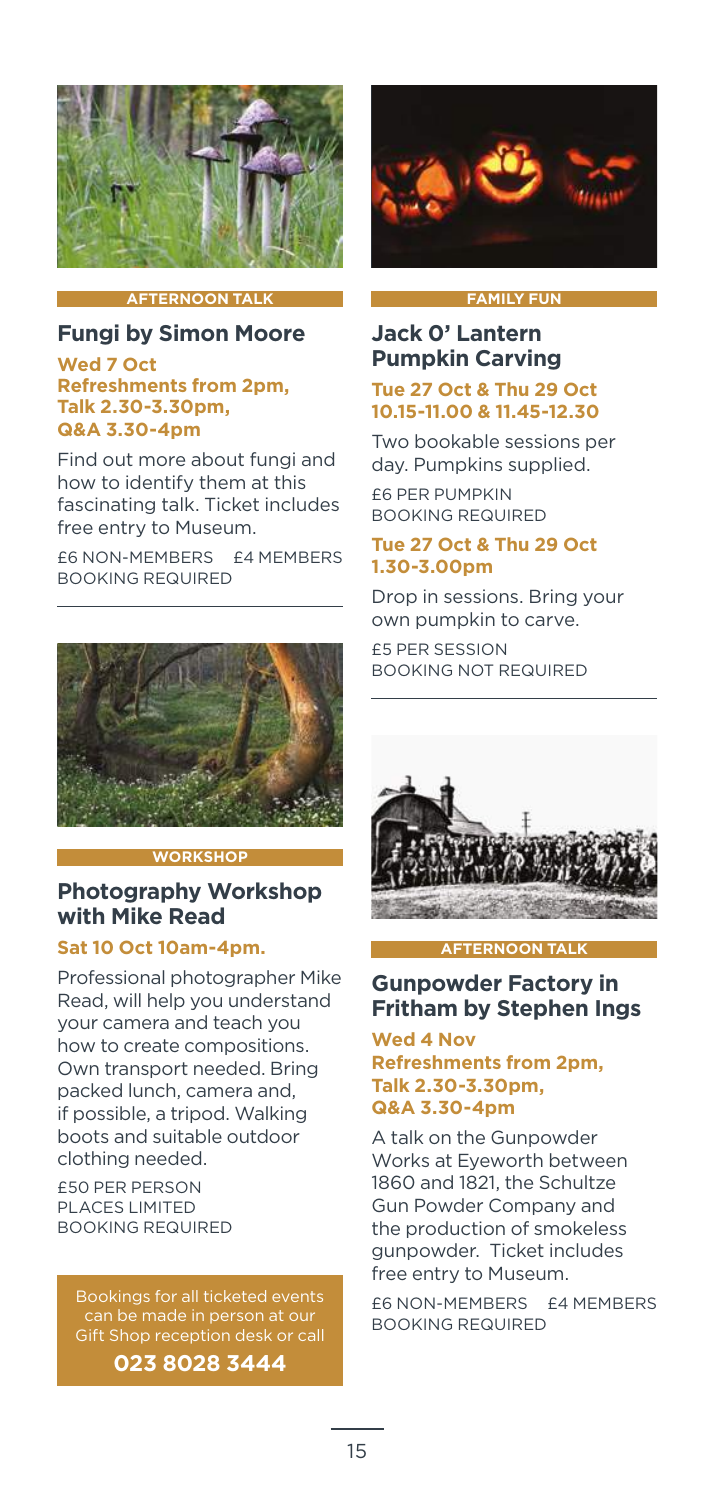AFTERNOON TALK

## Fungi by Simon Moore

**Wed 7 Oct**
**Refreshments from 2pm, Talk 2.30-3.30pm, Q&A 3.30-4pm**

Find out more about fungi and how to identify them at this fascinating talk. Ticket includes free entry to Museum.

£6 NON-MEMBERS £4 MEMBERS
BOOKING REQUIRED

WORKSHOP

## Photography Workshop with Mike Read

**Sat 10 Oct 10am-4pm.**

Professional photographer Mike Read, will help you understand your camera and teach you how to create compositions. Own transport needed. Bring packed lunch, camera and, if possible, a tripod. Walking boots and suitable outdoor clothing needed.

£50 PER PERSON
PLACES LIMITED
BOOKING REQUIRED

Bookings for all ticketed events can be made in person at our Gift Shop reception desk or call

**023 8028 3444**

FAMILY FUN

## Jack O' Lantern Pumpkin Carving

**Tue 27 Oct & Thu 29 Oct**
**10.15-11.00 & 11.45-12.30**

Two bookable sessions per day. Pumpkins supplied.

£6 PER PUMPKIN
BOOKING REQUIRED

**Tue 27 Oct & Thu 29 Oct**
**1.30-3.00pm**

Drop in sessions. Bring your own pumpkin to carve.

£5 PER SESSION
BOOKING NOT REQUIRED

AFTERNOON TALK

## Gunpowder Factory in Fritham by Stephen Ings

**Wed 4 Nov**
**Refreshments from 2pm, Talk 2.30-3.30pm, Q&A 3.30-4pm**

A talk on the Gunpowder Works at Eyeworth between 1860 and 1821, the Schultze Gun Powder Company and the production of smokeless gunpowder. Ticket includes free entry to Museum.

£6 NON-MEMBERS £4 MEMBERS
BOOKING REQUIRED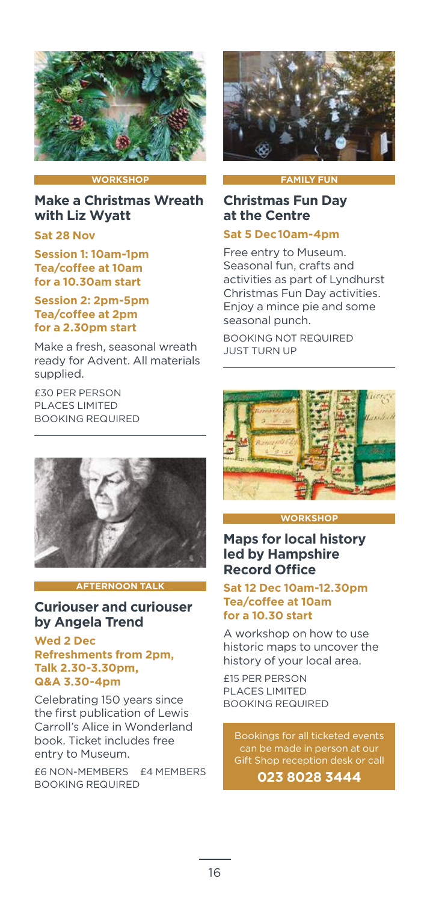WORKSHOP

## Make a Christmas Wreath with Liz Wyatt

**Sat 28 Nov**

**Session 1: 10am-1pm**
**Tea/coffee at 10am for a 10.30am start**

**Session 2: 2pm-5pm**
**Tea/coffee at 2pm for a 2.30pm start**

Make a fresh, seasonal wreath ready for Advent. All materials supplied.

£30 PER PERSON
PLACES LIMITED
BOOKING REQUIRED

AFTERNOON TALK

## Curiouser and curiouser by Angela Trend

**Wed 2 Dec**
**Refreshments from 2pm, Talk 2.30-3.30pm, Q&A 3.30-4pm**

Celebrating 150 years since the first publication of Lewis Carroll's Alice in Wonderland book. Ticket includes free entry to Museum.

£6 NON-MEMBERS £4 MEMBERS
BOOKING REQUIRED

FAMILY FUN

## Christmas Fun Day at the Centre

**Sat 5 Dec 10am-4pm**

Free entry to Museum. Seasonal fun, crafts and activities as part of Lyndhurst Christmas Fun Day activities. Enjoy a mince pie and some seasonal punch.

BOOKING NOT REQUIRED
JUST TURN UP

WORKSHOP

## Maps for local history led by Hampshire Record Office

**Sat 12 Dec 10am-12.30pm**
**Tea/coffee at 10am for a 10.30 start**

A workshop on how to use historic maps to uncover the history of your local area.

£15 PER PERSON
PLACES LIMITED
BOOKING REQUIRED

Bookings for all ticketed events can be made in person at our Gift Shop reception desk or call

**023 8028 3444**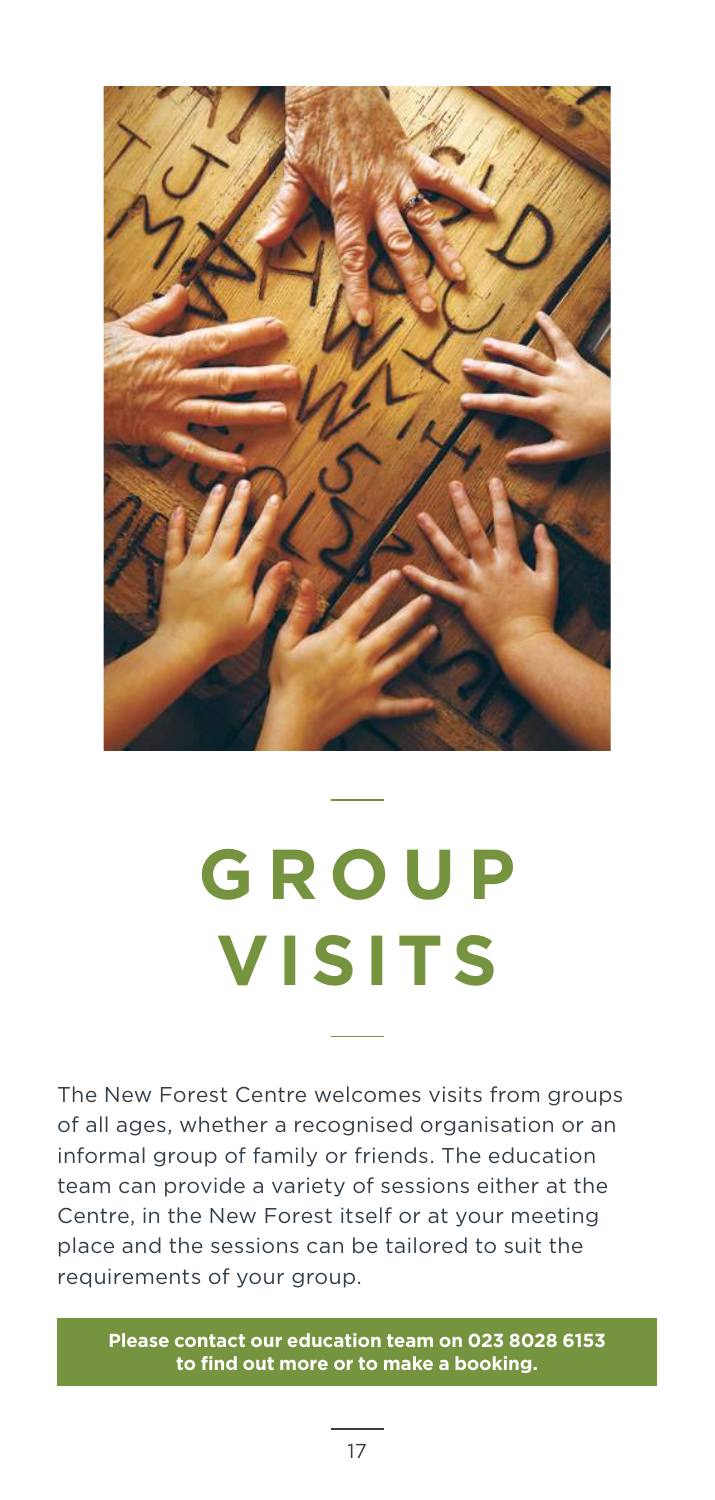# GROUP VISITS

The New Forest Centre welcomes visits from groups of all ages, whether a recognised organisation or an informal group of family or friends. The education team can provide a variety of sessions either at the Centre, in the New Forest itself or at your meeting place and the sessions can be tailored to suit the requirements of your group.

**Please contact our education team on 023 8028 6153 to find out more or to make a booking.**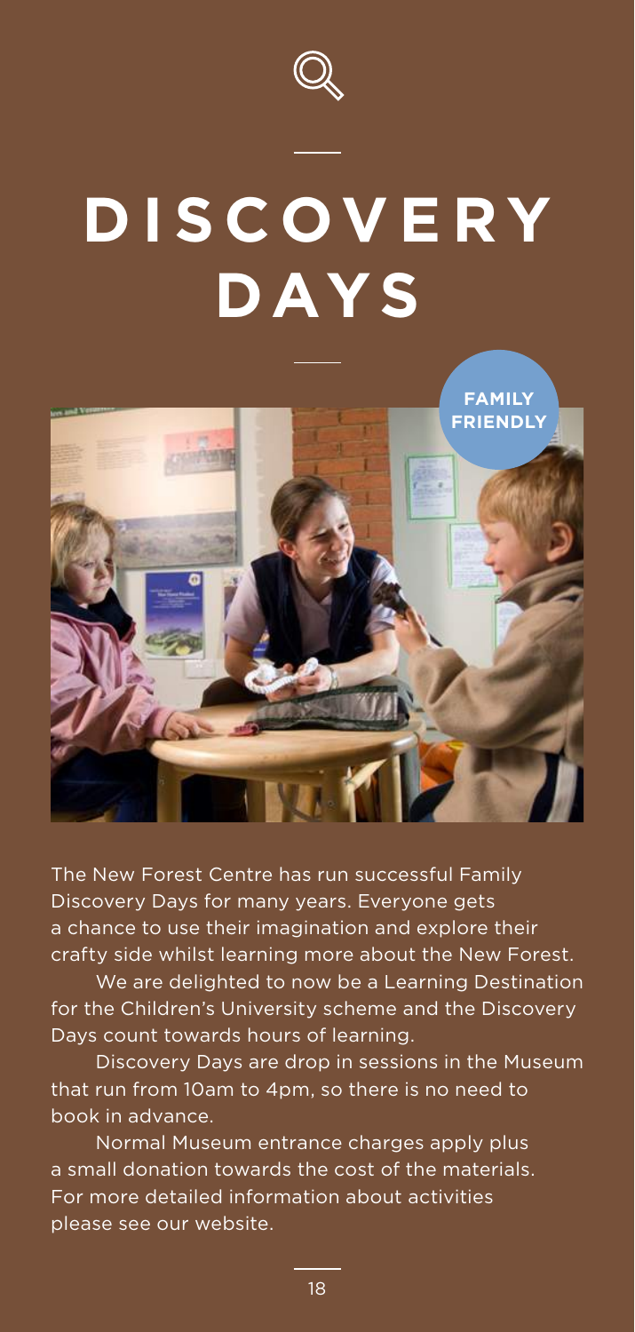# DISCOVERY DAYS

FAMILY FRIENDLY

The New Forest Centre has run successful Family Discovery Days for many years. Everyone gets a chance to use their imagination and explore their crafty side whilst learning more about the New Forest.

We are delighted to now be a Learning Destination for the Children's University scheme and the Discovery Days count towards hours of learning.

Discovery Days are drop in sessions in the Museum that run from 10am to 4pm, so there is no need to book in advance.

Normal Museum entrance charges apply plus a small donation towards the cost of the materials. For more detailed information about activities please see our website.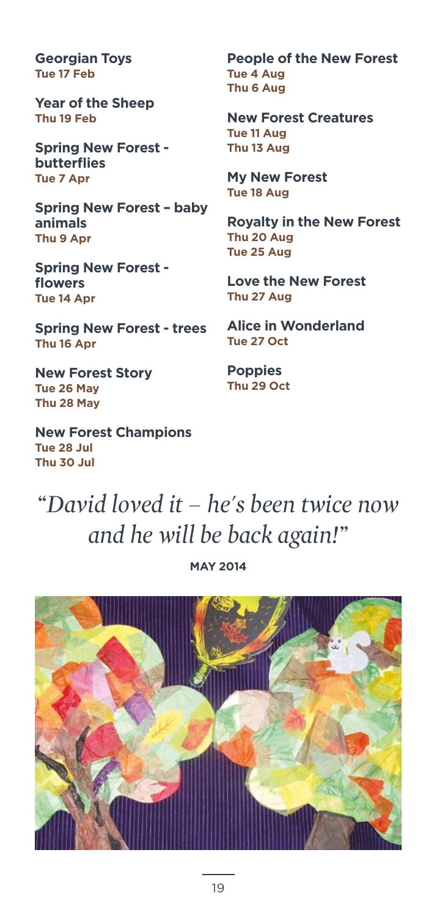**Georgian Toys**
**Tue 17 Feb**

**Year of the Sheep**
**Thu 19 Feb**

**Spring New Forest - butterflies**
**Tue 7 Apr**

**Spring New Forest – baby animals**
**Thu 9 Apr**

**Spring New Forest - flowers**
**Tue 14 Apr**

**Spring New Forest - trees**
**Thu 16 Apr**

**New Forest Story**
**Tue 26 May**
**Thu 28 May**

**New Forest Champions**
**Tue 28 Jul**
**Thu 30 Jul**

**People of the New Forest**
**Tue 4 Aug**
**Thu 6 Aug**

**New Forest Creatures**
**Tue 11 Aug**
**Thu 13 Aug**

**My New Forest**
**Tue 18 Aug**

**Royalty in the New Forest**
**Thu 20 Aug**
**Tue 25 Aug**

**Love the New Forest**
**Thu 27 Aug**

**Alice in Wonderland**
**Tue 27 Oct**

**Poppies**
**Thu 29 Oct**

*"David loved it – he's been twice now and he will be back again!"*

**MAY 2014**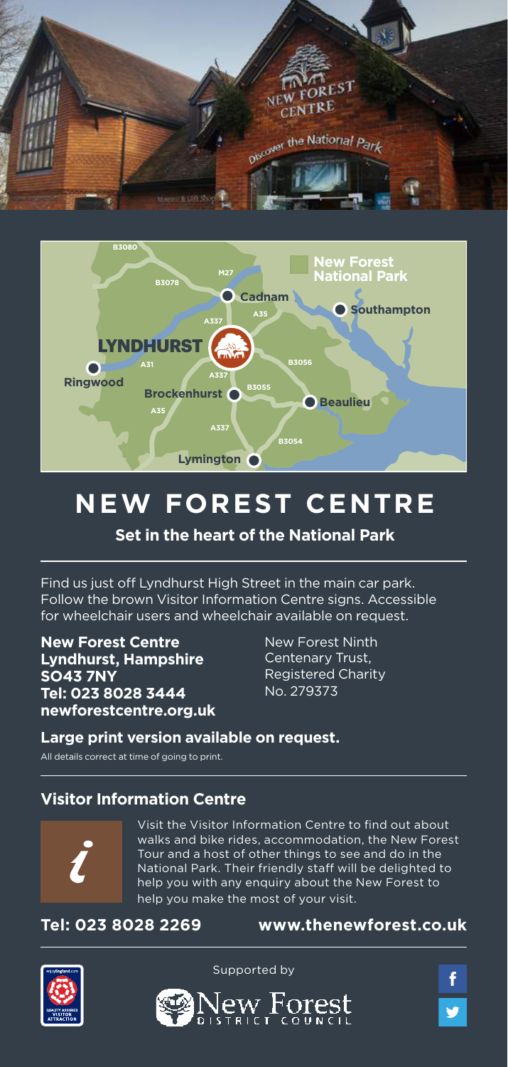# NEW FOREST CENTRE

**Set in the heart of the National Park**

Find us just off Lyndhurst High Street in the main car park. Follow the brown Visitor Information Centre signs. Accessible for wheelchair users and wheelchair available on request.

**New Forest Centre**
**Lyndhurst, Hampshire**
**SO43 7NY**
**Tel: 023 8028 3444**
**newforestcentre.org.uk**

New Forest Ninth Centenary Trust, Registered Charity No. 279373

**Large print version available on request.**

All details correct at time of going to print.

## Visitor Information Centre

Visit the Visitor Information Centre to find out about walks and bike rides, accommodation, the New Forest Tour and a host of other things to see and do in the National Park. Their friendly staff will be delighted to help you with any enquiry about the New Forest to help you make the most of your visit.

**Tel: 023 8028 2269** **www.thenewforest.co.uk**

Supported by New Forest District Council